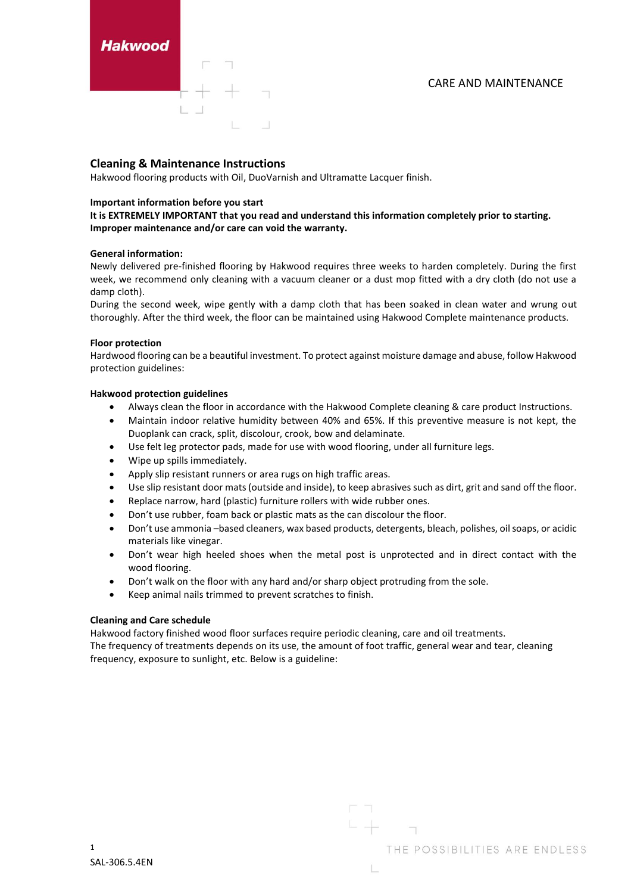Hakwood

CARE AND MAINTENANCE

## Cleaning & Maintenance Instructions

Hakwood flooring products with Oil, DuoVarnish and Ultramatte Lacquer finish.

**Important information before you start**
**It is EXTREMELY IMPORTANT that you read and understand this information completely prior to starting. Improper maintenance and/or care can void the warranty.**

**General information:**
Newly delivered pre-finished flooring by Hakwood requires three weeks to harden completely. During the first week, we recommend only cleaning with a vacuum cleaner or a dust mop fitted with a dry cloth (do not use a damp cloth).
During the second week, wipe gently with a damp cloth that has been soaked in clean water and wrung out thoroughly. After the third week, the floor can be maintained using Hakwood Complete maintenance products.

**Floor protection**
Hardwood flooring can be a beautiful investment. To protect against moisture damage and abuse, follow Hakwood protection guidelines:

**Hakwood protection guidelines**

- Always clean the floor in accordance with the Hakwood Complete cleaning & care product Instructions.
- Maintain indoor relative humidity between 40% and 65%. If this preventive measure is not kept, the Duoplank can crack, split, discolour, crook, bow and delaminate.
- Use felt leg protector pads, made for use with wood flooring, under all furniture legs.
- Wipe up spills immediately.
- Apply slip resistant runners or area rugs on high traffic areas.
- Use slip resistant door mats (outside and inside), to keep abrasives such as dirt, grit and sand off the floor.
- Replace narrow, hard (plastic) furniture rollers with wide rubber ones.
- Don't use rubber, foam back or plastic mats as the can discolour the floor.
- Don't use ammonia –based cleaners, wax based products, detergents, bleach, polishes, oil soaps, or acidic materials like vinegar.
- Don't wear high heeled shoes when the metal post is unprotected and in direct contact with the wood flooring.
- Don't walk on the floor with any hard and/or sharp object protruding from the sole.
- Keep animal nails trimmed to prevent scratches to finish.

**Cleaning and Care schedule**
Hakwood factory finished wood floor surfaces require periodic cleaning, care and oil treatments.
The frequency of treatments depends on its use, the amount of foot traffic, general wear and tear, cleaning frequency, exposure to sunlight, etc. Below is a guideline:

SAL-306.5.4EN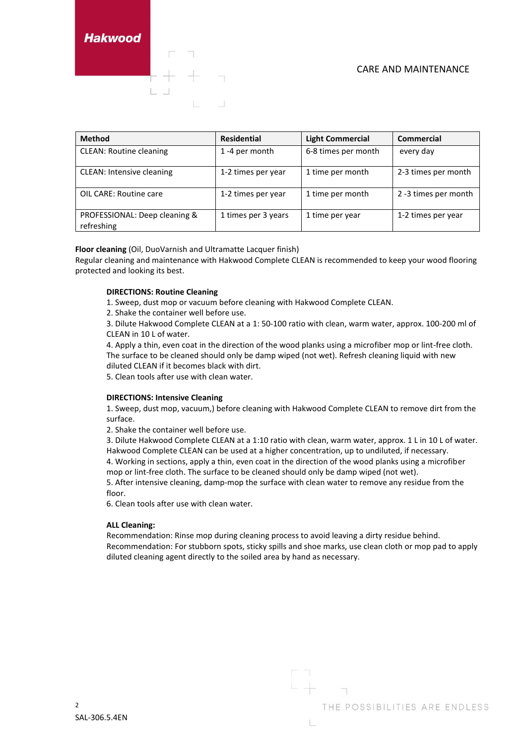| Method | Residential | Light Commercial | Commercial |
|---|---|---|---|
| CLEAN: Routine cleaning | 1 -4 per month | 6-8 times per month | every day |
| CLEAN: Intensive cleaning | 1-2 times per year | 1 time per month | 2-3 times per month |
| OIL CARE: Routine care | 1-2 times per year | 1 time per month | 2 -3 times per month |
| PROFESSIONAL: Deep cleaning & refreshing | 1 times per 3 years | 1 time per year | 1-2 times per year |

**Floor cleaning** (Oil, DuoVarnish and Ultramatte Lacquer finish)
Regular cleaning and maintenance with Hakwood Complete CLEAN is recommended to keep your wood flooring protected and looking its best.

**DIRECTIONS: Routine Cleaning**

1. Sweep, dust mop or vacuum before cleaning with Hakwood Complete CLEAN.
2. Shake the container well before use.
3. Dilute Hakwood Complete CLEAN at a 1: 50-100 ratio with clean, warm water, approx. 100-200 ml of CLEAN in 10 L of water.
4. Apply a thin, even coat in the direction of the wood planks using a microfiber mop or lint-free cloth. The surface to be cleaned should only be damp wiped (not wet). Refresh cleaning liquid with new diluted CLEAN if it becomes black with dirt.
5. Clean tools after use with clean water.

**DIRECTIONS: Intensive Cleaning**

1. Sweep, dust mop, vacuum,) before cleaning with Hakwood Complete CLEAN to remove dirt from the surface.
2. Shake the container well before use.
3. Dilute Hakwood Complete CLEAN at a 1:10 ratio with clean, warm water, approx. 1 L in 10 L of water. Hakwood Complete CLEAN can be used at a higher concentration, up to undiluted, if necessary.
4. Working in sections, apply a thin, even coat in the direction of the wood planks using a microfiber mop or lint-free cloth. The surface to be cleaned should only be damp wiped (not wet).
5. After intensive cleaning, damp-mop the surface with clean water to remove any residue from the floor.
6. Clean tools after use with clean water.

**ALL Cleaning:**

Recommendation: Rinse mop during cleaning process to avoid leaving a dirty residue behind.
Recommendation: For stubborn spots, sticky spills and shoe marks, use clean cloth or mop pad to apply diluted cleaning agent directly to the soiled area by hand as necessary.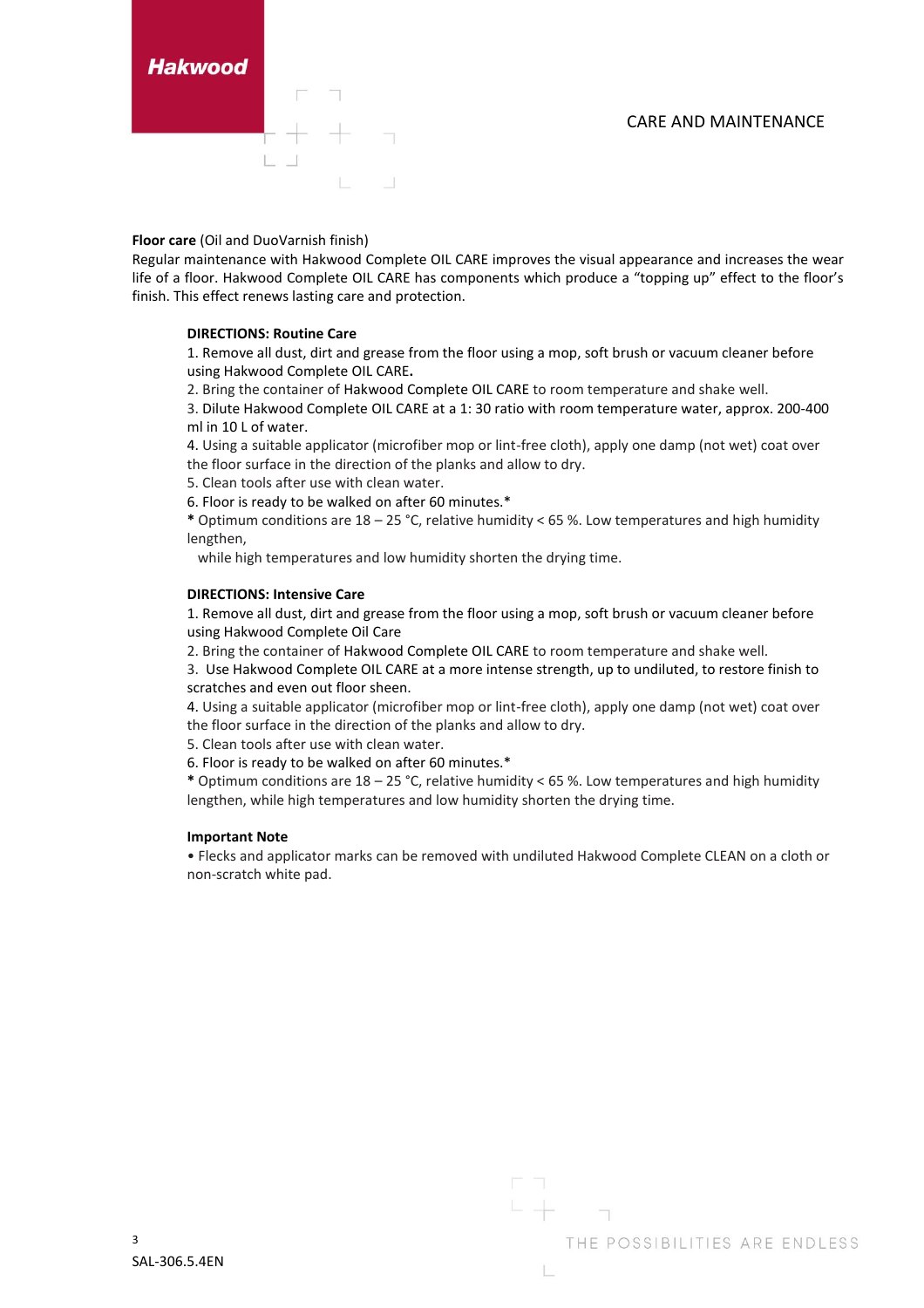**Floor care** (Oil and DuoVarnish finish)

Regular maintenance with Hakwood Complete OIL CARE improves the visual appearance and increases the wear life of a floor. Hakwood Complete OIL CARE has components which produce a "topping up" effect to the floor's finish. This effect renews lasting care and protection.

**DIRECTIONS: Routine Care**

1. Remove all dust, dirt and grease from the floor using a mop, soft brush or vacuum cleaner before using Hakwood Complete OIL CARE.
2. Bring the container of Hakwood Complete OIL CARE to room temperature and shake well.
3. Dilute Hakwood Complete OIL CARE at a 1: 30 ratio with room temperature water, approx. 200-400 ml in 10 L of water.
4. Using a suitable applicator (microfiber mop or lint-free cloth), apply one damp (not wet) coat over the floor surface in the direction of the planks and allow to dry.
5. Clean tools after use with clean water.
6. Floor is ready to be walked on after 60 minutes.*

**\*** Optimum conditions are 18 – 25 °C, relative humidity < 65 %. Low temperatures and high humidity lengthen, while high temperatures and low humidity shorten the drying time.

**DIRECTIONS: Intensive Care**

1. Remove all dust, dirt and grease from the floor using a mop, soft brush or vacuum cleaner before using Hakwood Complete Oil Care
2. Bring the container of Hakwood Complete OIL CARE to room temperature and shake well.
3. Use Hakwood Complete OIL CARE at a more intense strength, up to undiluted, to restore finish to scratches and even out floor sheen.
4. Using a suitable applicator (microfiber mop or lint-free cloth), apply one damp (not wet) coat over the floor surface in the direction of the planks and allow to dry.
5. Clean tools after use with clean water.
6. Floor is ready to be walked on after 60 minutes.*

**\*** Optimum conditions are 18 – 25 °C, relative humidity < 65 %. Low temperatures and high humidity lengthen, while high temperatures and low humidity shorten the drying time.

**Important Note**

- Flecks and applicator marks can be removed with undiluted Hakwood Complete CLEAN on a cloth or non-scratch white pad.